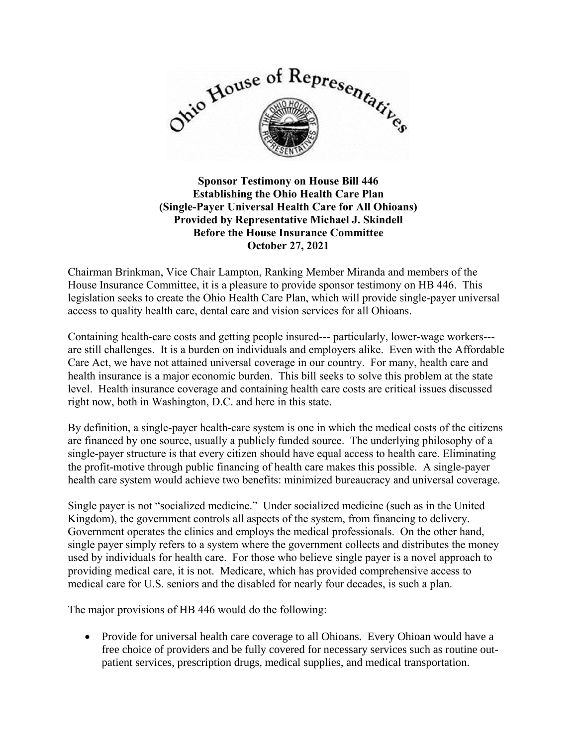**Sponsor Testimony on House Bill 446**
**Establishing the Ohio Health Care Plan**
**(Single-Payer Universal Health Care for All Ohioans)**
**Provided by Representative Michael J. Skindell**
**Before the House Insurance Committee**
**October 27, 2021**

Chairman Brinkman, Vice Chair Lampton, Ranking Member Miranda and members of the House Insurance Committee, it is a pleasure to provide sponsor testimony on HB 446. This legislation seeks to create the Ohio Health Care Plan, which will provide single-payer universal access to quality health care, dental care and vision services for all Ohioans.

Containing health-care costs and getting people insured--- particularly, lower-wage workers--- are still challenges. It is a burden on individuals and employers alike. Even with the Affordable Care Act, we have not attained universal coverage in our country. For many, health care and health insurance is a major economic burden. This bill seeks to solve this problem at the state level. Health insurance coverage and containing health care costs are critical issues discussed right now, both in Washington, D.C. and here in this state.

By definition, a single-payer health-care system is one in which the medical costs of the citizens are financed by one source, usually a publicly funded source. The underlying philosophy of a single-payer structure is that every citizen should have equal access to health care. Eliminating the profit-motive through public financing of health care makes this possible. A single-payer health care system would achieve two benefits: minimized bureaucracy and universal coverage.

Single payer is not "socialized medicine." Under socialized medicine (such as in the United Kingdom), the government controls all aspects of the system, from financing to delivery. Government operates the clinics and employs the medical professionals. On the other hand, single payer simply refers to a system where the government collects and distributes the money used by individuals for health care. For those who believe single payer is a novel approach to providing medical care, it is not. Medicare, which has provided comprehensive access to medical care for U.S. seniors and the disabled for nearly four decades, is such a plan.

The major provisions of HB 446 would do the following:

- Provide for universal health care coverage to all Ohioans. Every Ohioan would have a free choice of providers and be fully covered for necessary services such as routine out-patient services, prescription drugs, medical supplies, and medical transportation.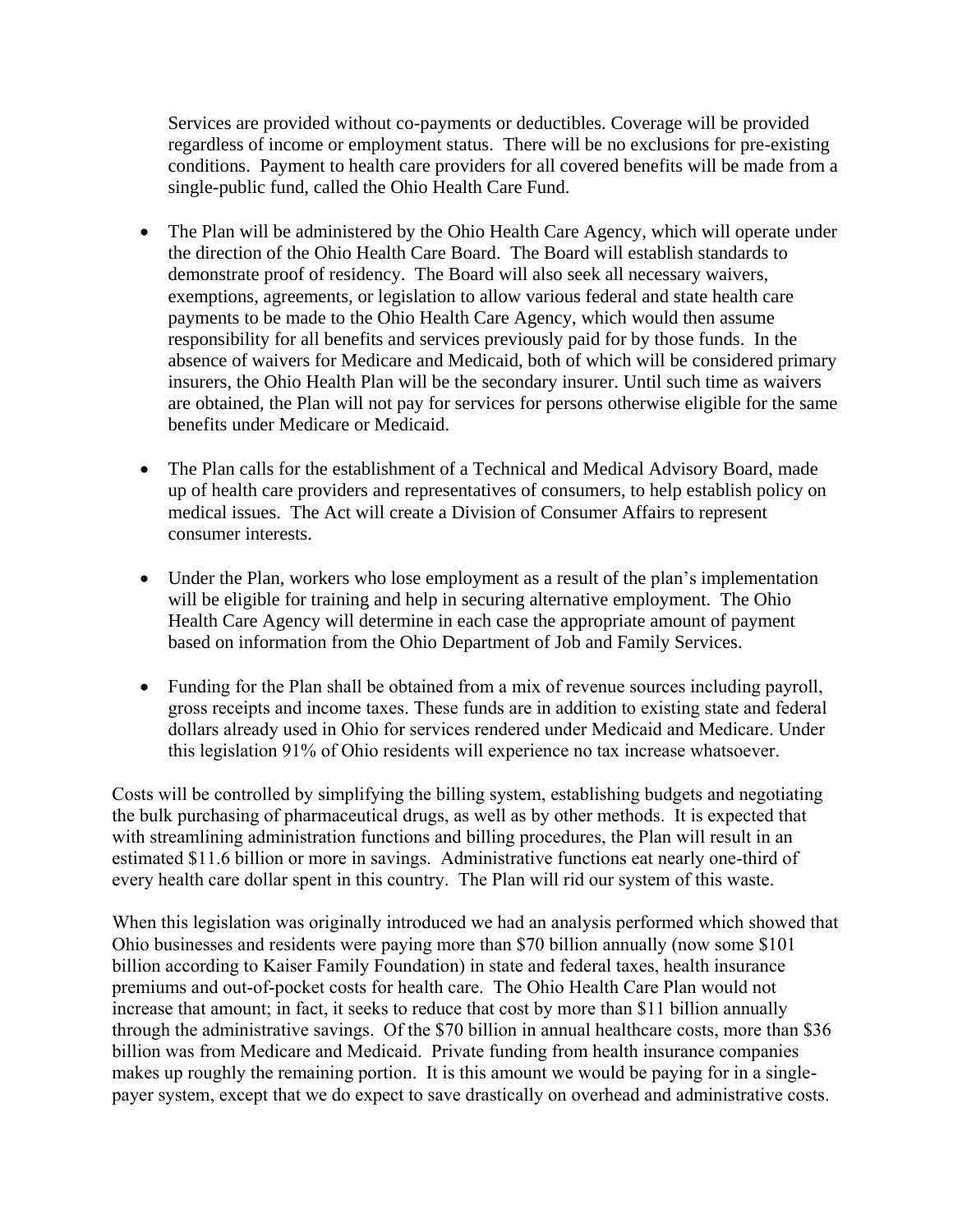Services are provided without co-payments or deductibles. Coverage will be provided regardless of income or employment status. There will be no exclusions for pre-existing conditions. Payment to health care providers for all covered benefits will be made from a single-public fund, called the Ohio Health Care Fund.

- The Plan will be administered by the Ohio Health Care Agency, which will operate under the direction of the Ohio Health Care Board. The Board will establish standards to demonstrate proof of residency. The Board will also seek all necessary waivers, exemptions, agreements, or legislation to allow various federal and state health care payments to be made to the Ohio Health Care Agency, which would then assume responsibility for all benefits and services previously paid for by those funds. In the absence of waivers for Medicare and Medicaid, both of which will be considered primary insurers, the Ohio Health Plan will be the secondary insurer. Until such time as waivers are obtained, the Plan will not pay for services for persons otherwise eligible for the same benefits under Medicare or Medicaid.

- The Plan calls for the establishment of a Technical and Medical Advisory Board, made up of health care providers and representatives of consumers, to help establish policy on medical issues. The Act will create a Division of Consumer Affairs to represent consumer interests.

- Under the Plan, workers who lose employment as a result of the plan's implementation will be eligible for training and help in securing alternative employment. The Ohio Health Care Agency will determine in each case the appropriate amount of payment based on information from the Ohio Department of Job and Family Services.

- Funding for the Plan shall be obtained from a mix of revenue sources including payroll, gross receipts and income taxes. These funds are in addition to existing state and federal dollars already used in Ohio for services rendered under Medicaid and Medicare. Under this legislation 91% of Ohio residents will experience no tax increase whatsoever.

Costs will be controlled by simplifying the billing system, establishing budgets and negotiating the bulk purchasing of pharmaceutical drugs, as well as by other methods. It is expected that with streamlining administration functions and billing procedures, the Plan will result in an estimated $11.6 billion or more in savings. Administrative functions eat nearly one-third of every health care dollar spent in this country. The Plan will rid our system of this waste.

When this legislation was originally introduced we had an analysis performed which showed that Ohio businesses and residents were paying more than $70 billion annually (now some $101 billion according to Kaiser Family Foundation) in state and federal taxes, health insurance premiums and out-of-pocket costs for health care. The Ohio Health Care Plan would not increase that amount; in fact, it seeks to reduce that cost by more than $11 billion annually through the administrative savings. Of the $70 billion in annual healthcare costs, more than $36 billion was from Medicare and Medicaid. Private funding from health insurance companies makes up roughly the remaining portion. It is this amount we would be paying for in a single-payer system, except that we do expect to save drastically on overhead and administrative costs.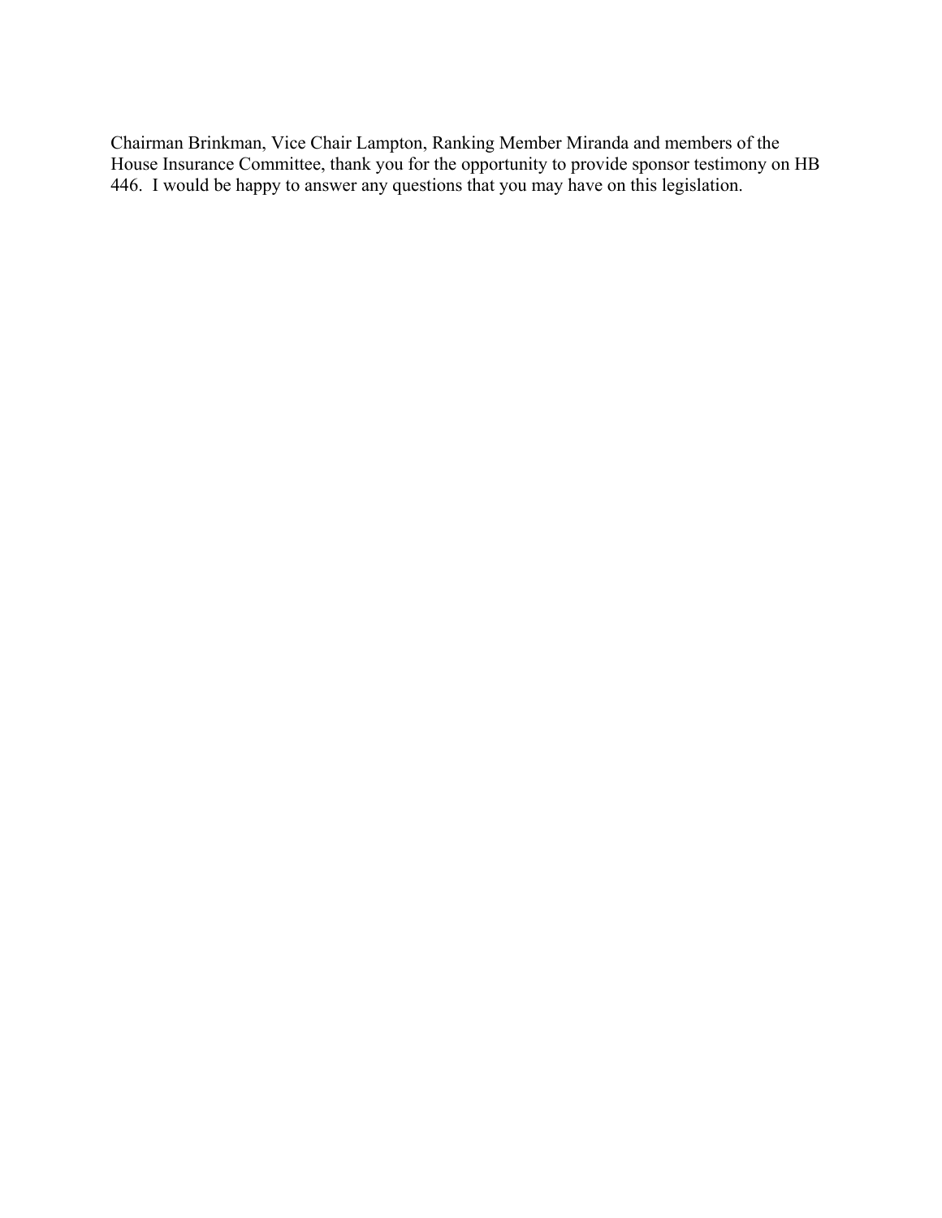Chairman Brinkman, Vice Chair Lampton, Ranking Member Miranda and members of the House Insurance Committee, thank you for the opportunity to provide sponsor testimony on HB 446. I would be happy to answer any questions that you may have on this legislation.